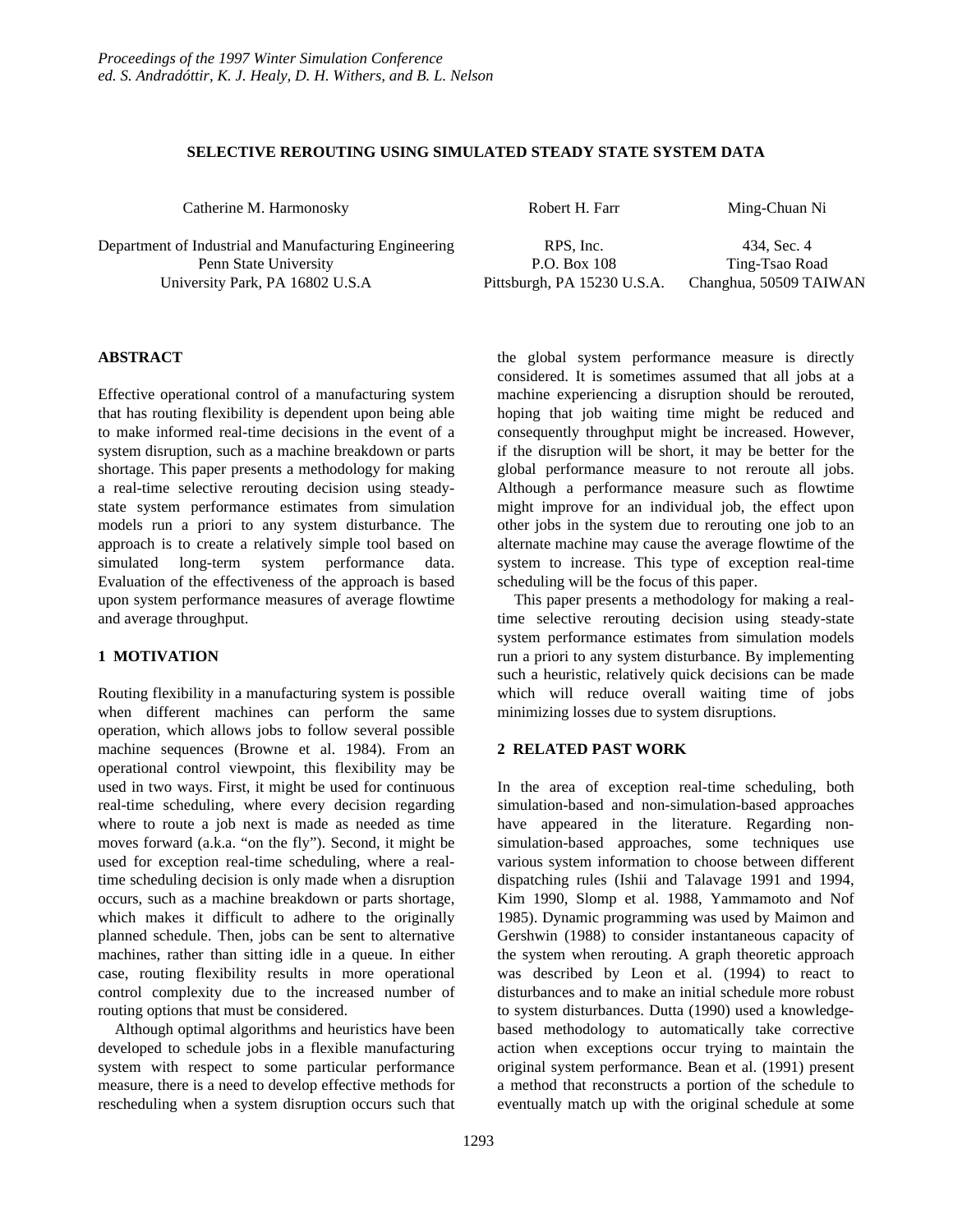# SELECTIVE REROUTING USING SIMULATED STEADY STATE SYSTEM DATA

Catherine M. Harmonosky

Department of Industrial and Manufacturing Engineering
Penn State University
University Park, PA 16802 U.S.A

Robert H. Farr

RPS, Inc.
P.O. Box 108
Pittsburgh, PA 15230 U.S.A.

Ming-Chuan Ni

434, Sec. 4
Ting-Tsao Road
Changhua, 50509 TAIWAN

## ABSTRACT

Effective operational control of a manufacturing system that has routing flexibility is dependent upon being able to make informed real-time decisions in the event of a system disruption, such as a machine breakdown or parts shortage. This paper presents a methodology for making a real-time selective rerouting decision using steady-state system performance estimates from simulation models run a priori to any system disturbance. The approach is to create a relatively simple tool based on simulated long-term system performance data. Evaluation of the effectiveness of the approach is based upon system performance measures of average flowtime and average throughput.

## 1 MOTIVATION

Routing flexibility in a manufacturing system is possible when different machines can perform the same operation, which allows jobs to follow several possible machine sequences (Browne et al. 1984). From an operational control viewpoint, this flexibility may be used in two ways. First, it might be used for continuous real-time scheduling, where every decision regarding where to route a job next is made as needed as time moves forward (a.k.a. "on the fly"). Second, it might be used for exception real-time scheduling, where a real-time scheduling decision is only made when a disruption occurs, such as a machine breakdown or parts shortage, which makes it difficult to adhere to the originally planned schedule. Then, jobs can be sent to alternative machines, rather than sitting idle in a queue. In either case, routing flexibility results in more operational control complexity due to the increased number of routing options that must be considered.

Although optimal algorithms and heuristics have been developed to schedule jobs in a flexible manufacturing system with respect to some particular performance measure, there is a need to develop effective methods for rescheduling when a system disruption occurs such that the global system performance measure is directly considered. It is sometimes assumed that all jobs at a machine experiencing a disruption should be rerouted, hoping that job waiting time might be reduced and consequently throughput might be increased. However, if the disruption will be short, it may be better for the global performance measure to not reroute all jobs. Although a performance measure such as flowtime might improve for an individual job, the effect upon other jobs in the system due to rerouting one job to an alternate machine may cause the average flowtime of the system to increase. This type of exception real-time scheduling will be the focus of this paper.

This paper presents a methodology for making a real-time selective rerouting decision using steady-state system performance estimates from simulation models run a priori to any system disturbance. By implementing such a heuristic, relatively quick decisions can be made which will reduce overall waiting time of jobs minimizing losses due to system disruptions.

## 2 RELATED PAST WORK

In the area of exception real-time scheduling, both simulation-based and non-simulation-based approaches have appeared in the literature. Regarding non-simulation-based approaches, some techniques use various system information to choose between different dispatching rules (Ishii and Talavage 1991 and 1994, Kim 1990, Slomp et al. 1988, Yammamoto and Nof 1985). Dynamic programming was used by Maimon and Gershwin (1988) to consider instantaneous capacity of the system when rerouting. A graph theoretic approach was described by Leon et al. (1994) to react to disturbances and to make an initial schedule more robust to system disturbances. Dutta (1990) used a knowledge-based methodology to automatically take corrective action when exceptions occur trying to maintain the original system performance. Bean et al. (1991) present a method that reconstructs a portion of the schedule to eventually match up with the original schedule at some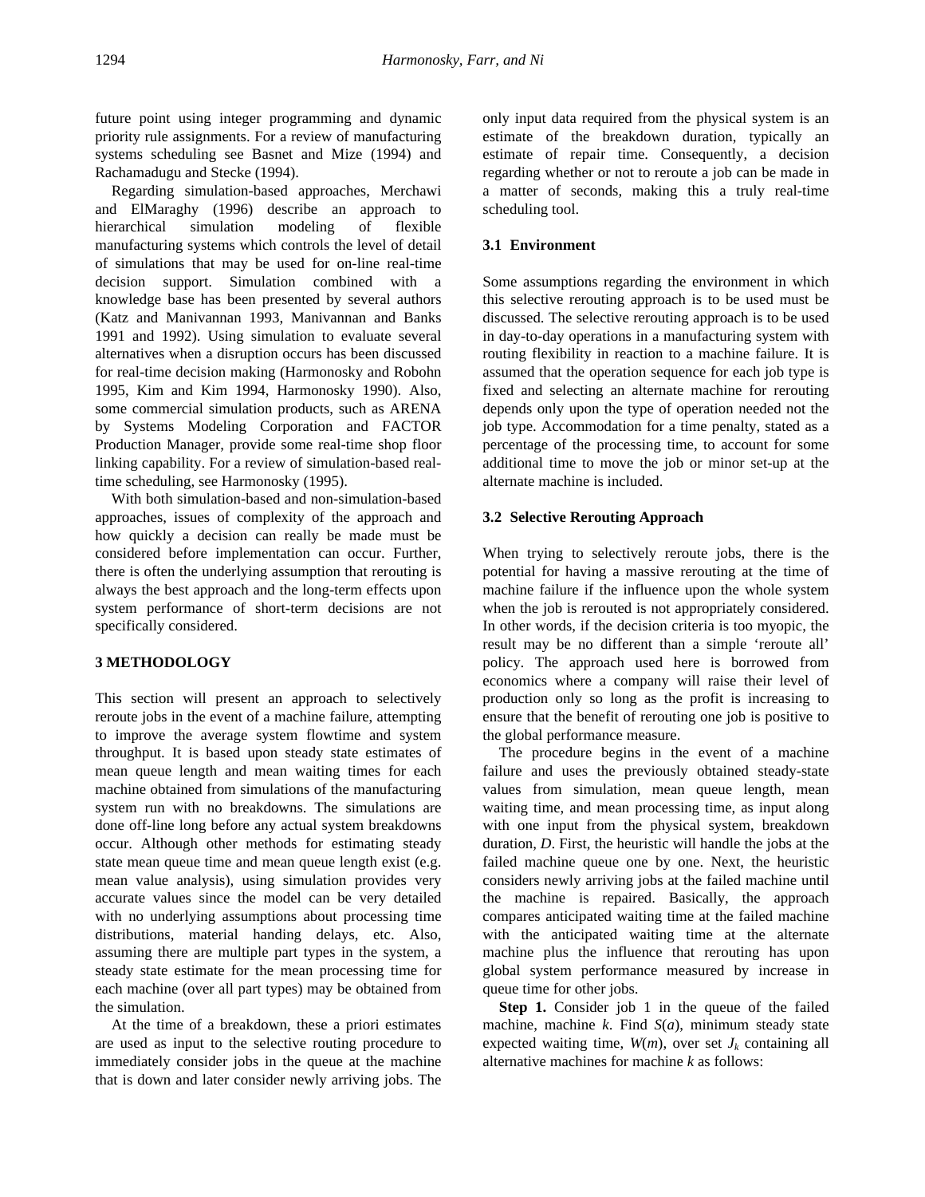future point using integer programming and dynamic priority rule assignments. For a review of manufacturing systems scheduling see Basnet and Mize (1994) and Rachamadugu and Stecke (1994).

Regarding simulation-based approaches, Merchawi and ElMaraghy (1996) describe an approach to hierarchical simulation modeling of flexible manufacturing systems which controls the level of detail of simulations that may be used for on-line real-time decision support. Simulation combined with a knowledge base has been presented by several authors (Katz and Manivannan 1993, Manivannan and Banks 1991 and 1992). Using simulation to evaluate several alternatives when a disruption occurs has been discussed for real-time decision making (Harmonosky and Robohn 1995, Kim and Kim 1994, Harmonosky 1990). Also, some commercial simulation products, such as ARENA by Systems Modeling Corporation and FACTOR Production Manager, provide some real-time shop floor linking capability. For a review of simulation-based real-time scheduling, see Harmonosky (1995).

With both simulation-based and non-simulation-based approaches, issues of complexity of the approach and how quickly a decision can really be made must be considered before implementation can occur. Further, there is often the underlying assumption that rerouting is always the best approach and the long-term effects upon system performance of short-term decisions are not specifically considered.

## 3 METHODOLOGY

This section will present an approach to selectively reroute jobs in the event of a machine failure, attempting to improve the average system flowtime and system throughput. It is based upon steady state estimates of mean queue length and mean waiting times for each machine obtained from simulations of the manufacturing system run with no breakdowns. The simulations are done off-line long before any actual system breakdowns occur. Although other methods for estimating steady state mean queue time and mean queue length exist (e.g. mean value analysis), using simulation provides very accurate values since the model can be very detailed with no underlying assumptions about processing time distributions, material handing delays, etc. Also, assuming there are multiple part types in the system, a steady state estimate for the mean processing time for each machine (over all part types) may be obtained from the simulation.

At the time of a breakdown, these a priori estimates are used as input to the selective routing procedure to immediately consider jobs in the queue at the machine that is down and later consider newly arriving jobs. The only input data required from the physical system is an estimate of the breakdown duration, typically an estimate of repair time. Consequently, a decision regarding whether or not to reroute a job can be made in a matter of seconds, making this a truly real-time scheduling tool.

### 3.1 Environment

Some assumptions regarding the environment in which this selective rerouting approach is to be used must be discussed. The selective rerouting approach is to be used in day-to-day operations in a manufacturing system with routing flexibility in reaction to a machine failure. It is assumed that the operation sequence for each job type is fixed and selecting an alternate machine for rerouting depends only upon the type of operation needed not the job type. Accommodation for a time penalty, stated as a percentage of the processing time, to account for some additional time to move the job or minor set-up at the alternate machine is included.

### 3.2 Selective Rerouting Approach

When trying to selectively reroute jobs, there is the potential for having a massive rerouting at the time of machine failure if the influence upon the whole system when the job is rerouted is not appropriately considered. In other words, if the decision criteria is too myopic, the result may be no different than a simple 'reroute all' policy. The approach used here is borrowed from economics where a company will raise their level of production only so long as the profit is increasing to ensure that the benefit of rerouting one job is positive to the global performance measure.

The procedure begins in the event of a machine failure and uses the previously obtained steady-state values from simulation, mean queue length, mean waiting time, and mean processing time, as input along with one input from the physical system, breakdown duration, $D$. First, the heuristic will handle the jobs at the failed machine queue one by one. Next, the heuristic considers newly arriving jobs at the failed machine until the machine is repaired. Basically, the approach compares anticipated waiting time at the failed machine with the anticipated waiting time at the alternate machine plus the influence that rerouting has upon global system performance measured by increase in queue time for other jobs.

**Step 1.** Consider job 1 in the queue of the failed machine, machine $k$. Find $S(a)$, minimum steady state expected waiting time, $W(m)$, over set $J_k$ containing all alternative machines for machine $k$ as follows: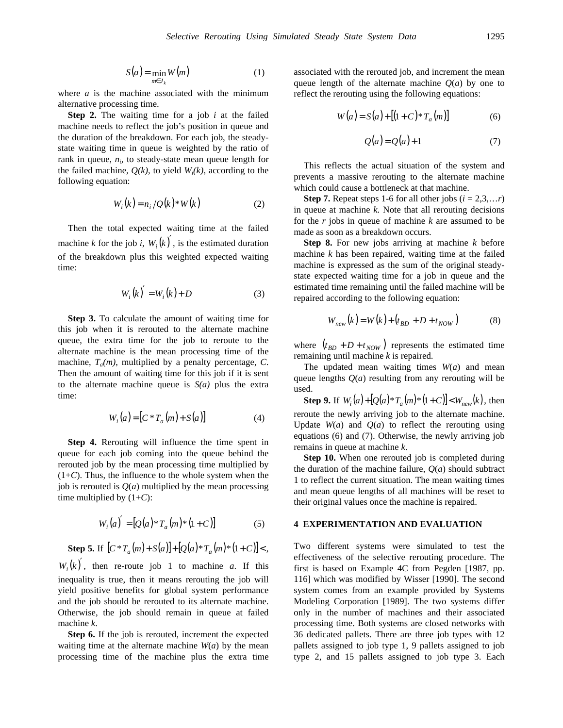$$S(a) = \min_{m \in J_k} W(m) \qquad (1)$$

where $a$ is the machine associated with the minimum alternative processing time.

**Step 2.** The waiting time for a job $i$ at the failed machine needs to reflect the job's position in queue and the duration of the breakdown. For each job, the steady-state waiting time in queue is weighted by the ratio of rank in queue, $n_i$, to steady-state mean queue length for the failed machine, $Q(k)$, to yield $W_i(k)$, according to the following equation:

$$W_i(k) = n_i / Q(k) * W(k) \qquad (2)$$

Then the total expected waiting time at the failed machine $k$ for the job $i$, $W_i(k)'$, is the estimated duration of the breakdown plus this weighted expected waiting time:

$$W_i(k)' = W_i(k) + D \qquad (3)$$

**Step 3.** To calculate the amount of waiting time for this job when it is rerouted to the alternate machine queue, the extra time for the job to reroute to the alternate machine is the mean processing time of the machine, $T_a(m)$, multiplied by a penalty percentage, $C$. Then the amount of waiting time for this job if it is sent to the alternate machine queue is $S(a)$ plus the extra time:

$$W_i(a) = [C * T_a(m) + S(a)] \qquad (4)$$

**Step 4.** Rerouting will influence the time spent in queue for each job coming into the queue behind the rerouted job by the mean processing time multiplied by $(1+C)$. Thus, the influence to the whole system when the job is rerouted is $Q(a)$ multiplied by the mean processing time multiplied by $(1+C)$:

$$W_i(a)' = [Q(a) * T_a(m) * (1 + C)] \qquad (5)$$

**Step 5.** If $[C * T_a(m) + S(a)] + [Q(a) * T_a(m) * (1 + C)] <$, $W_i(k)'$, then re-route job 1 to machine $a$. If this inequality is true, then it means rerouting the job will yield positive benefits for global system performance and the job should be rerouted to its alternate machine. Otherwise, the job should remain in queue at failed machine $k$.

**Step 6.** If the job is rerouted, increment the expected waiting time at the alternate machine $W(a)$ by the mean processing time of the machine plus the extra time associated with the rerouted job, and increment the mean queue length of the alternate machine $Q(a)$ by one to reflect the rerouting using the following equations:

$$W(a) = S(a) + [(1 + C) * T_a(m)] \qquad (6)$$

$$Q(a) = Q(a) + 1 \qquad (7)$$

This reflects the actual situation of the system and prevents a massive rerouting to the alternate machine which could cause a bottleneck at that machine.

**Step 7.** Repeat steps 1-6 for all other jobs ($i = 2,3,\ldots r$) in queue at machine $k$. Note that all rerouting decisions for the $r$ jobs in queue of machine $k$ are assumed to be made as soon as a breakdown occurs.

**Step 8.** For new jobs arriving at machine $k$ before machine $k$ has been repaired, waiting time at the failed machine is expressed as the sum of the original steady-state expected waiting time for a job in queue and the estimated time remaining until the failed machine will be repaired according to the following equation:

$$W_{new}(k) = W(k) + (t_{BD} + D + t_{NOW}) \qquad (8)$$

where $(t_{BD} + D + t_{NOW})$ represents the estimated time remaining until machine $k$ is repaired.

The updated mean waiting times $W(a)$ and mean queue lengths $Q(a)$ resulting from any rerouting will be used.

**Step 9.** If $W_i(a) + [Q(a) * T_a(m) * (1 + C)] < W_{new}(k)$, then reroute the newly arriving job to the alternate machine. Update $W(a)$ and $Q(a)$ to reflect the rerouting using equations (6) and (7). Otherwise, the newly arriving job remains in queue at machine $k$.

**Step 10.** When one rerouted job is completed during the duration of the machine failure, $Q(a)$ should subtract 1 to reflect the current situation. The mean waiting times and mean queue lengths of all machines will be reset to their original values once the machine is repaired.

## 4 EXPERIMENTATION AND EVALUATION

Two different systems were simulated to test the effectiveness of the selective rerouting procedure. The first is based on Example 4C from Pegden [1987, pp. 116] which was modified by Wisser [1990]. The second system comes from an example provided by Systems Modeling Corporation [1989]. The two systems differ only in the number of machines and their associated processing time. Both systems are closed networks with 36 dedicated pallets. There are three job types with 12 pallets assigned to job type 1, 9 pallets assigned to job type 2, and 15 pallets assigned to job type 3. Each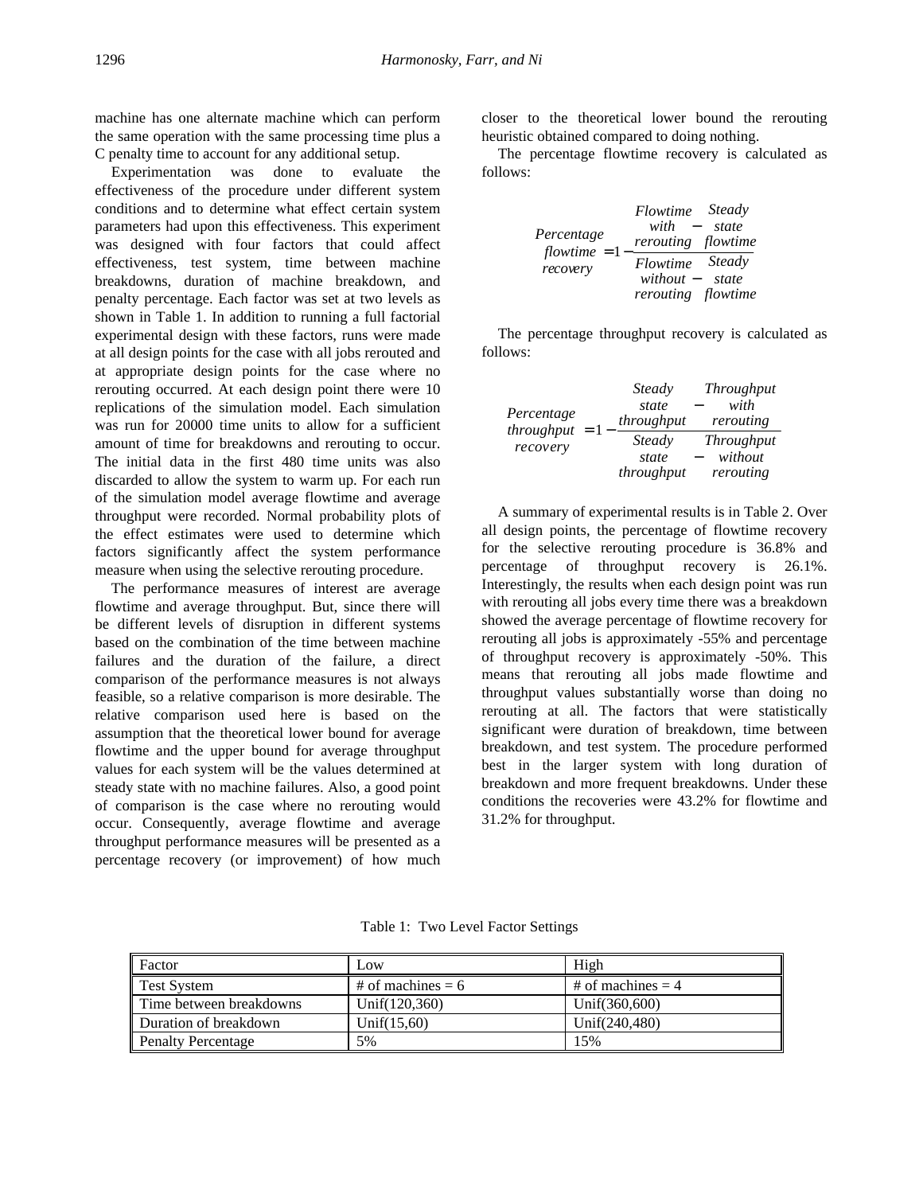machine has one alternate machine which can perform the same operation with the same processing time plus a C penalty time to account for any additional setup.

Experimentation was done to evaluate the effectiveness of the procedure under different system conditions and to determine what effect certain system parameters had upon this effectiveness. This experiment was designed with four factors that could affect effectiveness, test system, time between machine breakdowns, duration of machine breakdown, and penalty percentage. Each factor was set at two levels as shown in Table 1. In addition to running a full factorial experimental design with these factors, runs were made at all design points for the case with all jobs rerouted and at appropriate design points for the case where no rerouting occurred. At each design point there were 10 replications of the simulation model. Each simulation was run for 20000 time units to allow for a sufficient amount of time for breakdowns and rerouting to occur. The initial data in the first 480 time units was also discarded to allow the system to warm up. For each run of the simulation model average flowtime and average throughput were recorded. Normal probability plots of the effect estimates were used to determine which factors significantly affect the system performance measure when using the selective rerouting procedure.

The performance measures of interest are average flowtime and average throughput. But, since there will be different levels of disruption in different systems based on the combination of the time between machine failures and the duration of the failure, a direct comparison of the performance measures is not always feasible, so a relative comparison is more desirable. The relative comparison used here is based on the assumption that the theoretical lower bound for average flowtime and the upper bound for average throughput values for each system will be the values determined at steady state with no machine failures. Also, a good point of comparison is the case where no rerouting would occur. Consequently, average flowtime and average throughput performance measures will be presented as a percentage recovery (or improvement) of how much closer to the theoretical lower bound the rerouting heuristic obtained compared to doing nothing.

The percentage flowtime recovery is calculated as follows:

$$\begin{matrix} \text{Percentage} \\ \text{flowtime} \\ \text{recovery} \end{matrix} = 1 - \frac{\begin{matrix} \text{Flowtime} \\ \text{with} \\ \text{rerouting} \end{matrix} - \begin{matrix} \text{Steady} \\ \text{state} \\ \text{flowtime} \end{matrix}}{\begin{matrix} \text{Flowtime} \\ \text{without} \\ \text{rerouting} \end{matrix} - \begin{matrix} \text{Steady} \\ \text{state} \\ \text{flowtime} \end{matrix}}$$

The percentage throughput recovery is calculated as follows:

$$\begin{matrix} \text{Percentage} \\ \text{throughput} \\ \text{recovery} \end{matrix} = 1 - \frac{\begin{matrix} \text{Steady} \\ \text{state} \\ \text{throughput} \end{matrix} - \begin{matrix} \text{Throughput} \\ \text{with} \\ \text{rerouting} \end{matrix}}{\begin{matrix} \text{Steady} \\ \text{state} \\ \text{throughput} \end{matrix} - \begin{matrix} \text{Throughput} \\ \text{without} \\ \text{rerouting} \end{matrix}}$$

A summary of experimental results is in Table 2. Over all design points, the percentage of flowtime recovery for the selective rerouting procedure is 36.8% and percentage of throughput recovery is 26.1%. Interestingly, the results when each design point was run with rerouting all jobs every time there was a breakdown showed the average percentage of flowtime recovery for rerouting all jobs is approximately -55% and percentage of throughput recovery is approximately -50%. This means that rerouting all jobs made flowtime and throughput values substantially worse than doing no rerouting at all. The factors that were statistically significant were duration of breakdown, time between breakdown, and test system. The procedure performed best in the larger system with long duration of breakdown and more frequent breakdowns. Under these conditions the recoveries were 43.2% for flowtime and 31.2% for throughput.

Table 1: Two Level Factor Settings

| Factor | Low | High |
|---|---|---|
| Test System | # of machines = 6 | # of machines = 4 |
| Time between breakdowns | Unif(120,360) | Unif(360,600) |
| Duration of breakdown | Unif(15,60) | Unif(240,480) |
| Penalty Percentage | 5% | 15% |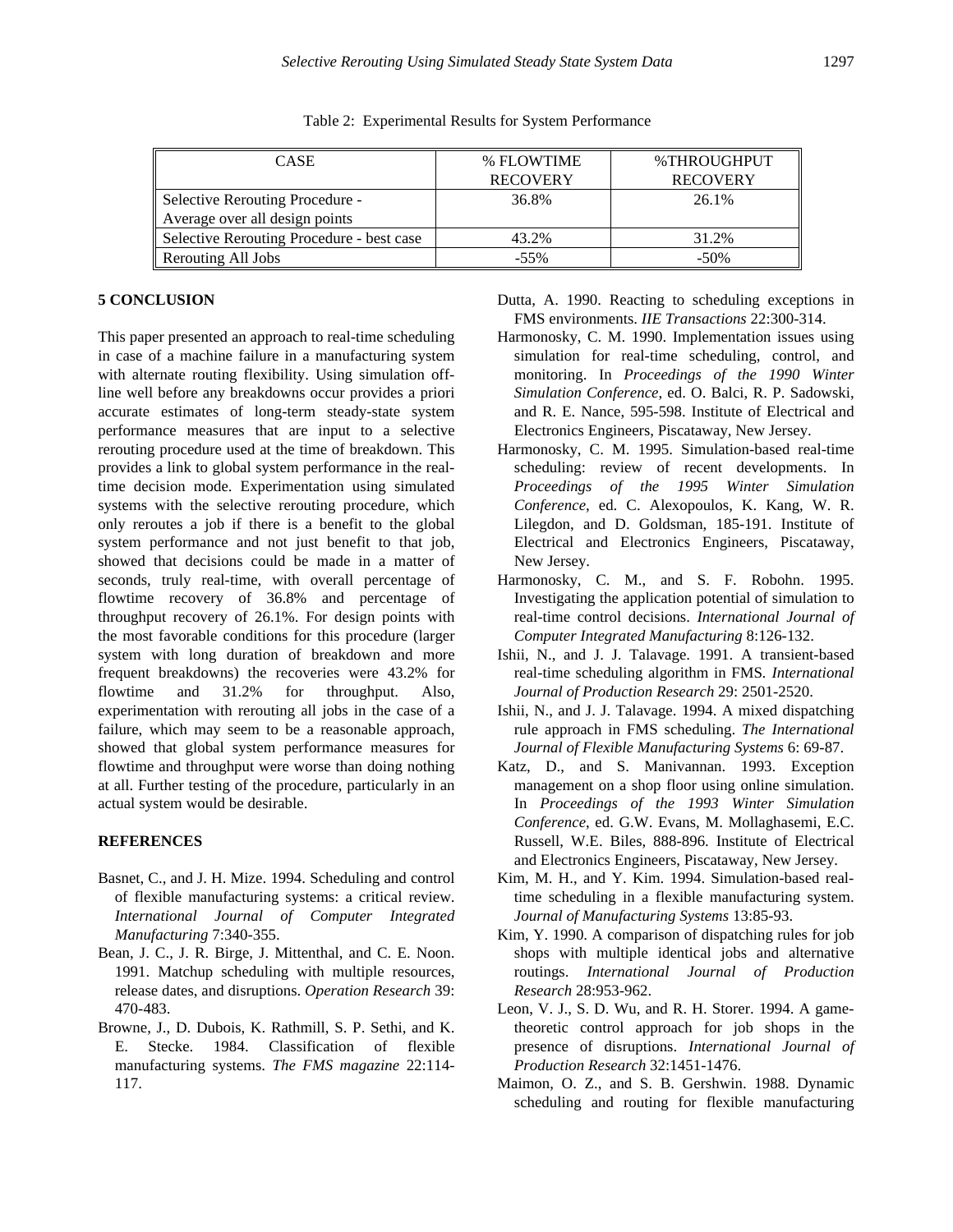Table 2: Experimental Results for System Performance

| CASE | % FLOWTIME RECOVERY | %THROUGHPUT RECOVERY |
|---|---|---|
| Selective Rerouting Procedure - Average over all design points | 36.8% | 26.1% |
| Selective Rerouting Procedure - best case | 43.2% | 31.2% |
| Rerouting All Jobs | -55% | -50% |

## 5 CONCLUSION

This paper presented an approach to real-time scheduling in case of a machine failure in a manufacturing system with alternate routing flexibility. Using simulation off-line well before any breakdowns occur provides a priori accurate estimates of long-term steady-state system performance measures that are input to a selective rerouting procedure used at the time of breakdown. This provides a link to global system performance in the real-time decision mode. Experimentation using simulated systems with the selective rerouting procedure, which only reroutes a job if there is a benefit to the global system performance and not just benefit to that job, showed that decisions could be made in a matter of seconds, truly real-time, with overall percentage of flowtime recovery of 36.8% and percentage of throughput recovery of 26.1%. For design points with the most favorable conditions for this procedure (larger system with long duration of breakdown and more frequent breakdowns) the recoveries were 43.2% for flowtime and 31.2% for throughput. Also, experimentation with rerouting all jobs in the case of a failure, which may seem to be a reasonable approach, showed that global system performance measures for flowtime and throughput were worse than doing nothing at all. Further testing of the procedure, particularly in an actual system would be desirable.

## REFERENCES

Basnet, C., and J. H. Mize. 1994. Scheduling and control of flexible manufacturing systems: a critical review. *International Journal of Computer Integrated Manufacturing* 7:340-355.

Bean, J. C., J. R. Birge, J. Mittenthal, and C. E. Noon. 1991. Matchup scheduling with multiple resources, release dates, and disruptions. *Operation Research* 39: 470-483.

Browne, J., D. Dubois, K. Rathmill, S. P. Sethi, and K. E. Stecke. 1984. Classification of flexible manufacturing systems. *The FMS magazine* 22:114-117.

Dutta, A. 1990. Reacting to scheduling exceptions in FMS environments. *IIE Transactions* 22:300-314.

Harmonosky, C. M. 1990. Implementation issues using simulation for real-time scheduling, control, and monitoring. In *Proceedings of the 1990 Winter Simulation Conference*, ed. O. Balci, R. P. Sadowski, and R. E. Nance, 595-598. Institute of Electrical and Electronics Engineers, Piscataway, New Jersey.

Harmonosky, C. M. 1995. Simulation-based real-time scheduling: review of recent developments. In *Proceedings of the 1995 Winter Simulation Conference*, ed. C. Alexopoulos, K. Kang, W. R. Lilegdon, and D. Goldsman, 185-191. Institute of Electrical and Electronics Engineers, Piscataway, New Jersey.

Harmonosky, C. M., and S. F. Robohn. 1995. Investigating the application potential of simulation to real-time control decisions. *International Journal of Computer Integrated Manufacturing* 8:126-132.

Ishii, N., and J. J. Talavage. 1991. A transient-based real-time scheduling algorithm in FMS. *International Journal of Production Research* 29: 2501-2520.

Ishii, N., and J. J. Talavage. 1994. A mixed dispatching rule approach in FMS scheduling. *The International Journal of Flexible Manufacturing Systems* 6: 69-87.

Katz, D., and S. Manivannan. 1993. Exception management on a shop floor using online simulation. In *Proceedings of the 1993 Winter Simulation Conference*, ed. G.W. Evans, M. Mollaghasemi, E.C. Russell, W.E. Biles, 888-896. Institute of Electrical and Electronics Engineers, Piscataway, New Jersey.

Kim, M. H., and Y. Kim. 1994. Simulation-based real-time scheduling in a flexible manufacturing system. *Journal of Manufacturing Systems* 13:85-93.

Kim, Y. 1990. A comparison of dispatching rules for job shops with multiple identical jobs and alternative routings. *International Journal of Production Research* 28:953-962.

Leon, V. J., S. D. Wu, and R. H. Storer. 1994. A game-theoretic control approach for job shops in the presence of disruptions. *International Journal of Production Research* 32:1451-1476.

Maimon, O. Z., and S. B. Gershwin. 1988. Dynamic scheduling and routing for flexible manufacturing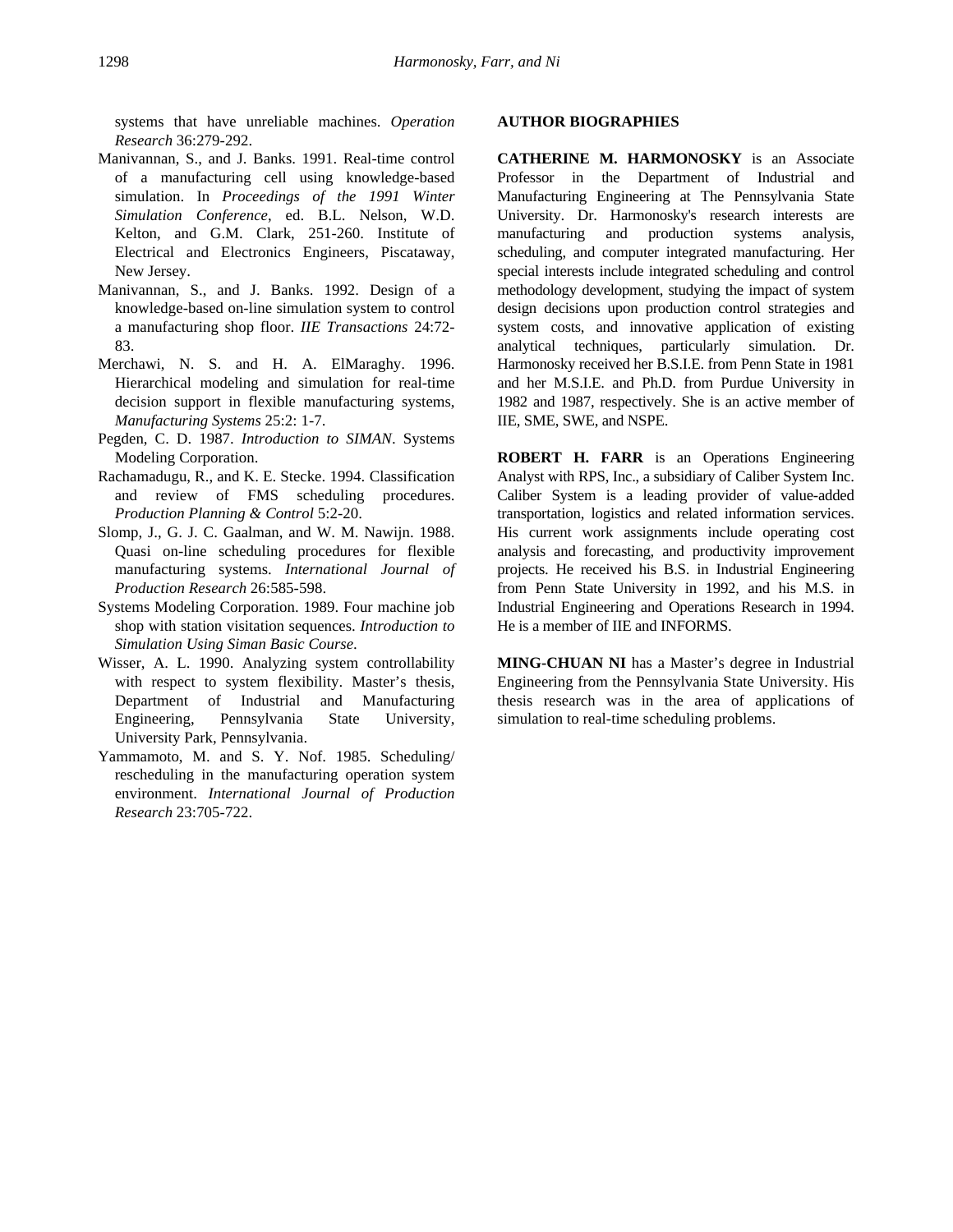systems that have unreliable machines. *Operation Research* 36:279-292.

Manivannan, S., and J. Banks. 1991. Real-time control of a manufacturing cell using knowledge-based simulation. In *Proceedings of the 1991 Winter Simulation Conference*, ed. B.L. Nelson, W.D. Kelton, and G.M. Clark, 251-260. Institute of Electrical and Electronics Engineers, Piscataway, New Jersey.

Manivannan, S., and J. Banks. 1992. Design of a knowledge-based on-line simulation system to control a manufacturing shop floor. *IIE Transactions* 24:72-83.

Merchawi, N. S. and H. A. ElMaraghy. 1996. Hierarchical modeling and simulation for real-time decision support in flexible manufacturing systems, *Manufacturing Systems* 25:2: 1-7.

Pegden, C. D. 1987. *Introduction to SIMAN*. Systems Modeling Corporation.

Rachamadugu, R., and K. E. Stecke. 1994. Classification and review of FMS scheduling procedures. *Production Planning & Control* 5:2-20.

Slomp, J., G. J. C. Gaalman, and W. M. Nawijn. 1988. Quasi on-line scheduling procedures for flexible manufacturing systems. *International Journal of Production Research* 26:585-598.

Systems Modeling Corporation. 1989. Four machine job shop with station visitation sequences. *Introduction to Simulation Using Siman Basic Course*.

Wisser, A. L. 1990. Analyzing system controllability with respect to system flexibility. Master's thesis, Department of Industrial and Manufacturing Engineering, Pennsylvania State University, University Park, Pennsylvania.

Yammamoto, M. and S. Y. Nof. 1985. Scheduling/ rescheduling in the manufacturing operation system environment. *International Journal of Production Research* 23:705-722.

## AUTHOR BIOGRAPHIES

**CATHERINE M. HARMONOSKY** is an Associate Professor in the Department of Industrial and Manufacturing Engineering at The Pennsylvania State University. Dr. Harmonosky's research interests are manufacturing and production systems analysis, scheduling, and computer integrated manufacturing. Her special interests include integrated scheduling and control methodology development, studying the impact of system design decisions upon production control strategies and system costs, and innovative application of existing analytical techniques, particularly simulation. Dr. Harmonosky received her B.S.I.E. from Penn State in 1981 and her M.S.I.E. and Ph.D. from Purdue University in 1982 and 1987, respectively. She is an active member of IIE, SME, SWE, and NSPE.

**ROBERT H. FARR** is an Operations Engineering Analyst with RPS, Inc., a subsidiary of Caliber System Inc. Caliber System is a leading provider of value-added transportation, logistics and related information services. His current work assignments include operating cost analysis and forecasting, and productivity improvement projects. He received his B.S. in Industrial Engineering from Penn State University in 1992, and his M.S. in Industrial Engineering and Operations Research in 1994. He is a member of IIE and INFORMS.

**MING-CHUAN NI** has a Master's degree in Industrial Engineering from the Pennsylvania State University. His thesis research was in the area of applications of simulation to real-time scheduling problems.